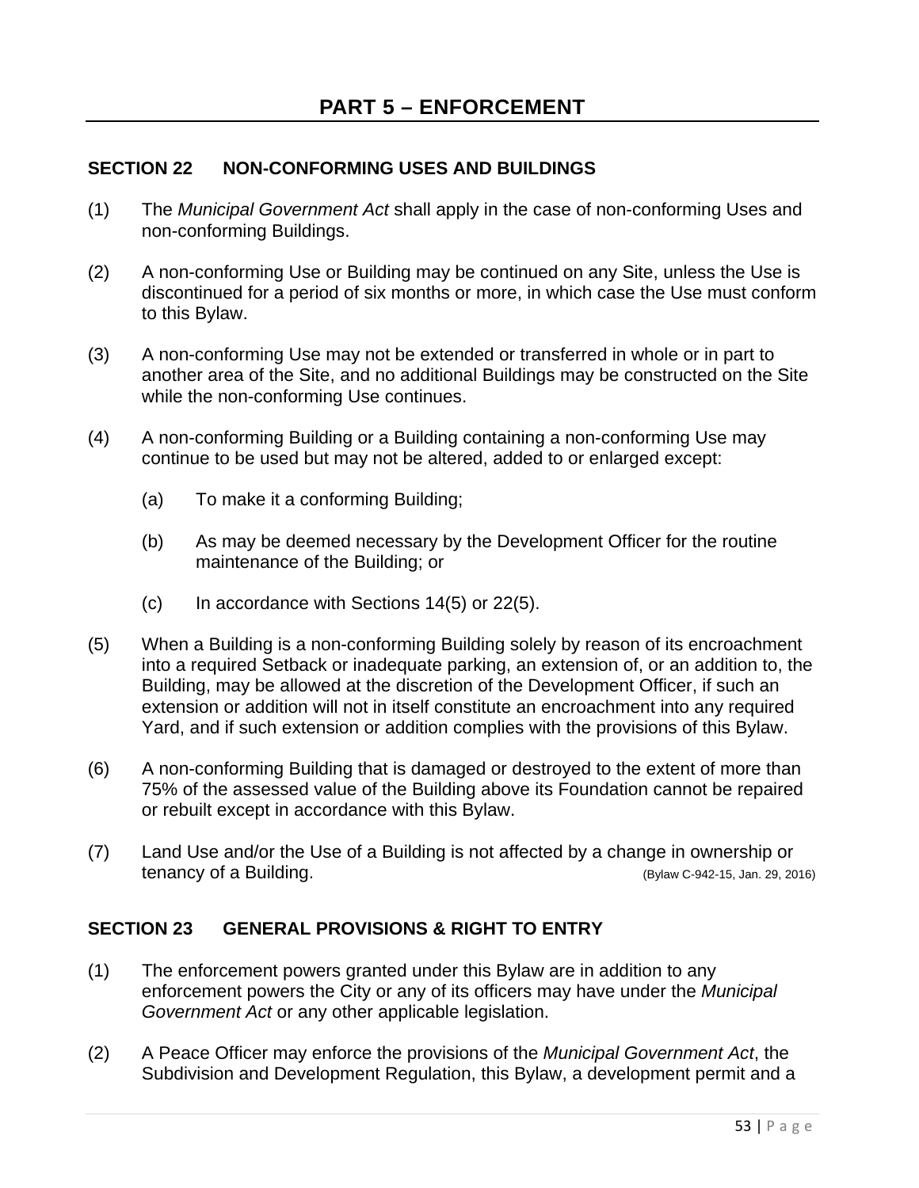# PART 5 – ENFORCEMENT

## SECTION 22 NON-CONFORMING USES AND BUILDINGS

(1) The *Municipal Government Act* shall apply in the case of non-conforming Uses and non-conforming Buildings.

(2) A non-conforming Use or Building may be continued on any Site, unless the Use is discontinued for a period of six months or more, in which case the Use must conform to this Bylaw.

(3) A non-conforming Use may not be extended or transferred in whole or in part to another area of the Site, and no additional Buildings may be constructed on the Site while the non-conforming Use continues.

(4) A non-conforming Building or a Building containing a non-conforming Use may continue to be used but may not be altered, added to or enlarged except:

(a) To make it a conforming Building;

(b) As may be deemed necessary by the Development Officer for the routine maintenance of the Building; or

(c) In accordance with Sections 14(5) or 22(5).

(5) When a Building is a non-conforming Building solely by reason of its encroachment into a required Setback or inadequate parking, an extension of, or an addition to, the Building, may be allowed at the discretion of the Development Officer, if such an extension or addition will not in itself constitute an encroachment into any required Yard, and if such extension or addition complies with the provisions of this Bylaw.

(6) A non-conforming Building that is damaged or destroyed to the extent of more than 75% of the assessed value of the Building above its Foundation cannot be repaired or rebuilt except in accordance with this Bylaw.

(7) Land Use and/or the Use of a Building is not affected by a change in ownership or tenancy of a Building. (Bylaw C-942-15, Jan. 29, 2016)

## SECTION 23 GENERAL PROVISIONS & RIGHT TO ENTRY

(1) The enforcement powers granted under this Bylaw are in addition to any enforcement powers the City or any of its officers may have under the *Municipal Government Act* or any other applicable legislation.

(2) A Peace Officer may enforce the provisions of the *Municipal Government Act*, the Subdivision and Development Regulation, this Bylaw, a development permit and a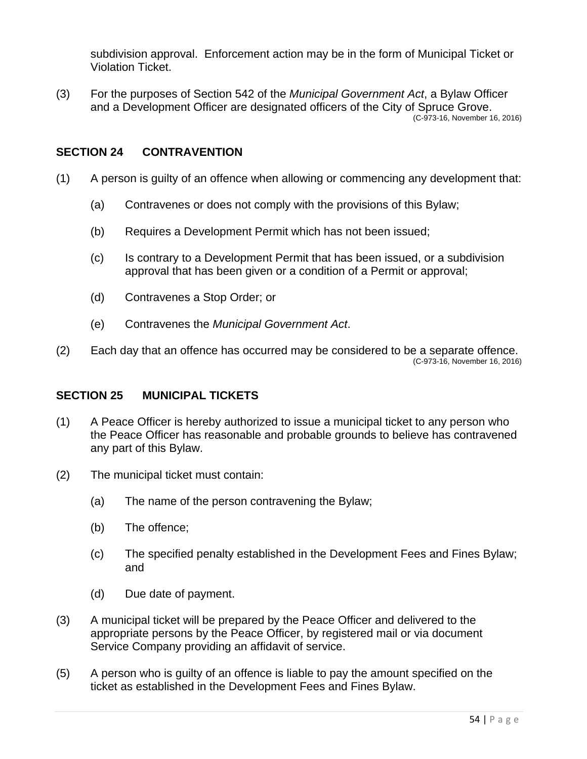subdivision approval. Enforcement action may be in the form of Municipal Ticket or Violation Ticket.

(3) For the purposes of Section 542 of the *Municipal Government Act*, a Bylaw Officer and a Development Officer are designated officers of the City of Spruce Grove.
(C-973-16, November 16, 2016)

## SECTION 24 CONTRAVENTION

(1) A person is guilty of an offence when allowing or commencing any development that:

  (a) Contravenes or does not comply with the provisions of this Bylaw;

  (b) Requires a Development Permit which has not been issued;

  (c) Is contrary to a Development Permit that has been issued, or a subdivision approval that has been given or a condition of a Permit or approval;

  (d) Contravenes a Stop Order; or

  (e) Contravenes the *Municipal Government Act*.

(2) Each day that an offence has occurred may be considered to be a separate offence.
(C-973-16, November 16, 2016)

## SECTION 25 MUNICIPAL TICKETS

(1) A Peace Officer is hereby authorized to issue a municipal ticket to any person who the Peace Officer has reasonable and probable grounds to believe has contravened any part of this Bylaw.

(2) The municipal ticket must contain:

  (a) The name of the person contravening the Bylaw;

  (b) The offence;

  (c) The specified penalty established in the Development Fees and Fines Bylaw; and

  (d) Due date of payment.

(3) A municipal ticket will be prepared by the Peace Officer and delivered to the appropriate persons by the Peace Officer, by registered mail or via document Service Company providing an affidavit of service.

(5) A person who is guilty of an offence is liable to pay the amount specified on the ticket as established in the Development Fees and Fines Bylaw.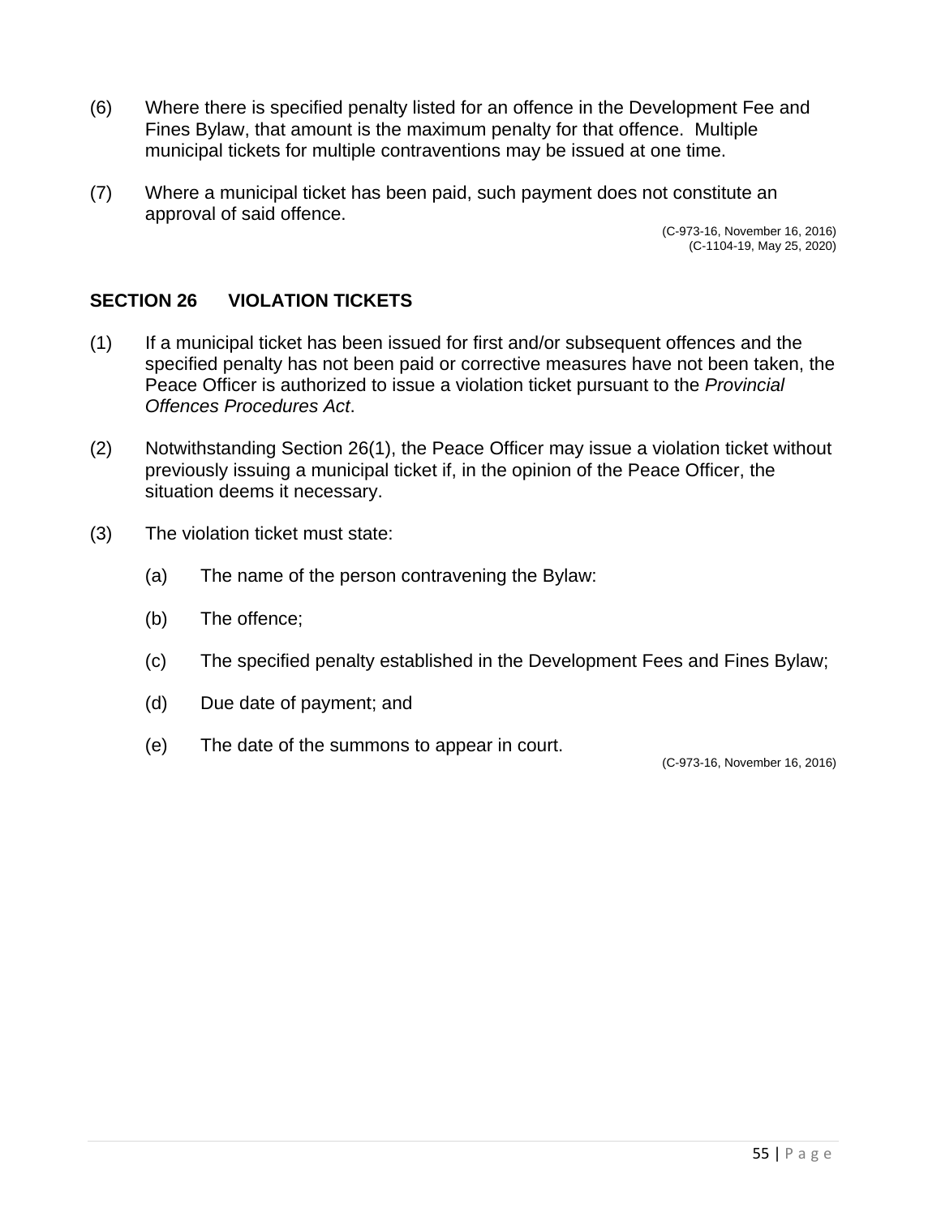(6) Where there is specified penalty listed for an offence in the Development Fee and Fines Bylaw, that amount is the maximum penalty for that offence. Multiple municipal tickets for multiple contraventions may be issued at one time.

(7) Where a municipal ticket has been paid, such payment does not constitute an approval of said offence.

(C-973-16, November 16, 2016)
(C-1104-19, May 25, 2020)

## SECTION 26 VIOLATION TICKETS

(1) If a municipal ticket has been issued for first and/or subsequent offences and the specified penalty has not been paid or corrective measures have not been taken, the Peace Officer is authorized to issue a violation ticket pursuant to the *Provincial Offences Procedures Act*.

(2) Notwithstanding Section 26(1), the Peace Officer may issue a violation ticket without previously issuing a municipal ticket if, in the opinion of the Peace Officer, the situation deems it necessary.

(3) The violation ticket must state:

   (a) The name of the person contravening the Bylaw:

   (b) The offence;

   (c) The specified penalty established in the Development Fees and Fines Bylaw;

   (d) Due date of payment; and

   (e) The date of the summons to appear in court.

(C-973-16, November 16, 2016)